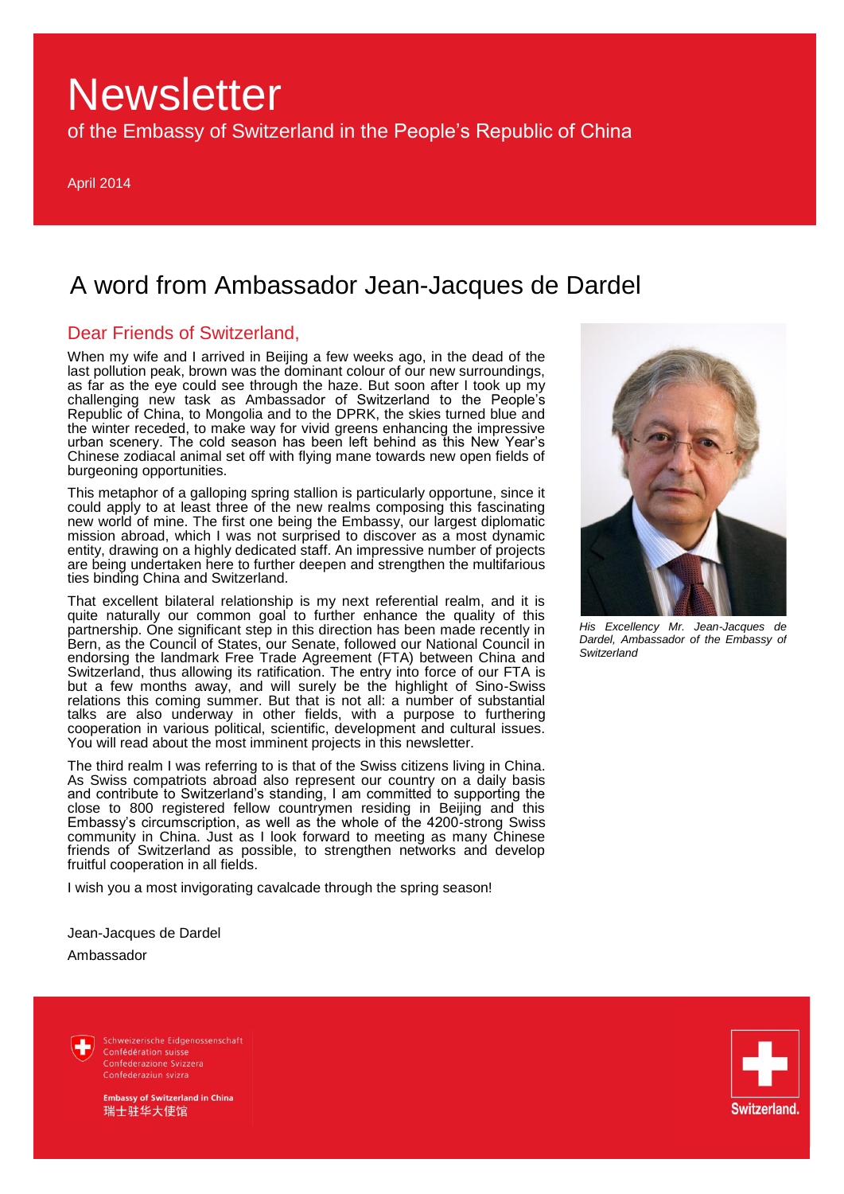# Newsletter

of the Embassy of Switzerland in the People's Republic of China

April 2014

## A word from Ambassador Jean-Jacques de Dardel

### Dear Friends of Switzerland,

When my wife and I arrived in Beijing a few weeks ago, in the dead of the last pollution peak, brown was the dominant colour of our new surroundings, as far as the eye could see through the haze. But soon after I took up my challenging new task as Ambassador of Switzerland to the People's Republic of China, to Mongolia and to the DPRK, the skies turned blue and the winter receded, to make way for vivid greens enhancing the impressive urban scenery. The cold season has been left behind as this New Year's Chinese zodiacal animal set off with flying mane towards new open fields of burgeoning opportunities.

This metaphor of a galloping spring stallion is particularly opportune, since it could apply to at least three of the new realms composing this fascinating new world of mine. The first one being the Embassy, our largest diplomatic mission abroad, which I was not surprised to discover as a most dynamic entity, drawing on a highly dedicated staff. An impressive number of projects are being undertaken here to further deepen and strengthen the multifarious ties binding China and Switzerland.

That excellent bilateral relationship is my next referential realm, and it is quite naturally our common goal to further enhance the quality of this partnership. One significant step in this direction has been made recently in Bern, as the Council of States, our Senate, followed our National Council in endorsing the landmark Free Trade Agreement (FTA) between China and Switzerland, thus allowing its ratification. The entry into force of our FTA is but a few months away, and will surely be the highlight of Sino-Swiss relations this coming summer. But that is not all: a number of substantial talks are also underway in other fields, with a purpose to furthering cooperation in various political, scientific, development and cultural issues. You will read about the most imminent projects in this newsletter.

The third realm I was referring to is that of the Swiss citizens living in China. As Swiss compatriots abroad also represent our country on a daily basis and contribute to Switzerland's standing, I am committed to supporting the close to 800 registered fellow countrymen residing in Beijing and this Embassy's circumscription, as well as the whole of the 4200-strong Swiss community in China. Just as I look forward to meeting as many Chinese friends of Switzerland as possible, to strengthen networks and develop fruitful cooperation in all fields.

I wish you a most invigorating cavalcade through the spring season!

Jean-Jacques de Dardel

Ambassador

*His Excellency Mr. Jean-Jacques de Dardel, Ambassador of the Embassy of Switzerland*

Schweizerische Eidgenossenschaft
Confédération suisse
Confederazione Svizzera
Confederaziun svizra

**Embassy of Switzerland in China**
瑞士驻华大使馆

Switzerland.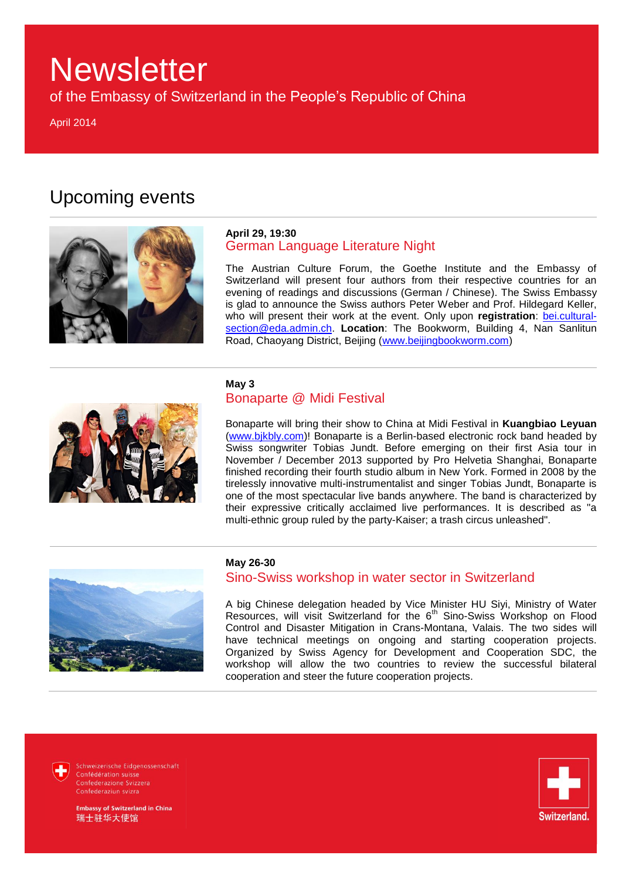# Newsletter

of the Embassy of Switzerland in the People's Republic of China

April 2014

## Upcoming events

**April 29, 19:30**

### German Language Literature Night

The Austrian Culture Forum, the Goethe Institute and the Embassy of Switzerland will present four authors from their respective countries for an evening of readings and discussions (German / Chinese). The Swiss Embassy is glad to announce the Swiss authors Peter Weber and Prof. Hildegard Keller, who will present their work at the event. Only upon **registration**: bei.cultural-section@eda.admin.ch. **Location**: The Bookworm, Building 4, Nan Sanlitun Road, Chaoyang District, Beijing (www.beijingbookworm.com)

**May 3**

### Bonaparte @ Midi Festival

Bonaparte will bring their show to China at Midi Festival in **Kuangbiao Leyuan** (www.bjkbly.com)! Bonaparte is a Berlin-based electronic rock band headed by Swiss songwriter Tobias Jundt. Before emerging on their first Asia tour in November / December 2013 supported by Pro Helvetia Shanghai, Bonaparte finished recording their fourth studio album in New York. Formed in 2008 by the tirelessly innovative multi-instrumentalist and singer Tobias Jundt, Bonaparte is one of the most spectacular live bands anywhere. The band is characterized by their expressive critically acclaimed live performances. It is described as "a multi-ethnic group ruled by the party-Kaiser; a trash circus unleashed".

**May 26-30**

### Sino-Swiss workshop in water sector in Switzerland

A big Chinese delegation headed by Vice Minister HU Siyi, Ministry of Water Resources, will visit Switzerland for the 6th Sino-Swiss Workshop on Flood Control and Disaster Mitigation in Crans-Montana, Valais. The two sides will have technical meetings on ongoing and starting cooperation projects. Organized by Swiss Agency for Development and Cooperation SDC, the workshop will allow the two countries to review the successful bilateral cooperation and steer the future cooperation projects.

Schweizerische Eidgenossenschaft
Confédération suisse
Confederazione Svizzera
Confederaziun svizra

**Embassy of Switzerland in China**
瑞士驻华大使馆

Switzerland.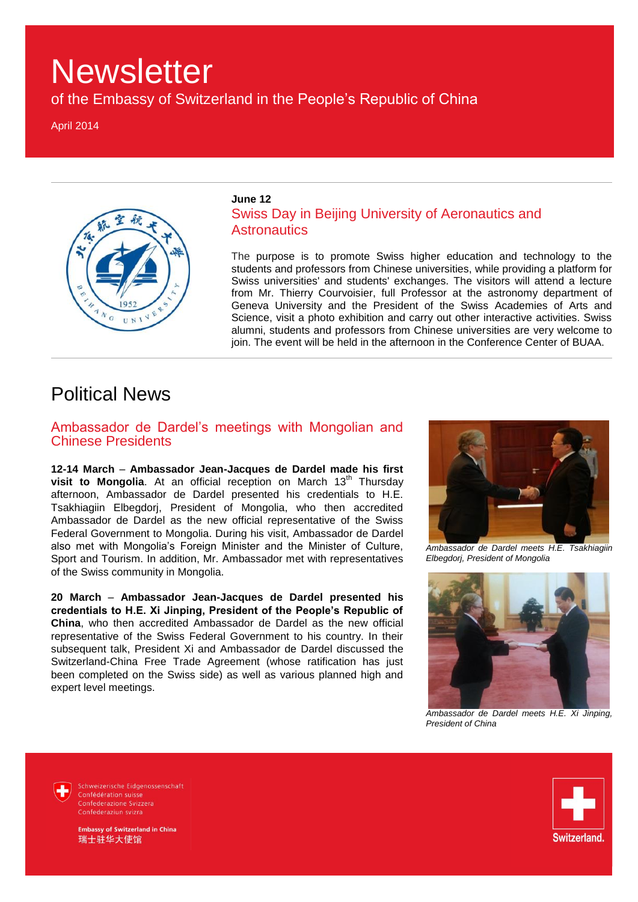# Newsletter

of the Embassy of Switzerland in the People's Republic of China

April 2014

**June 12**

## Swiss Day in Beijing University of Aeronautics and Astronautics

The purpose is to promote Swiss higher education and technology to the students and professors from Chinese universities, while providing a platform for Swiss universities' and students' exchanges. The visitors will attend a lecture from Mr. Thierry Courvoisier, full Professor at the astronomy department of Geneva University and the President of the Swiss Academies of Arts and Science, visit a photo exhibition and carry out other interactive activities. Swiss alumni, students and professors from Chinese universities are very welcome to join. The event will be held in the afternoon in the Conference Center of BUAA.

# Political News

## Ambassador de Dardel's meetings with Mongolian and Chinese Presidents

**12-14 March – Ambassador Jean-Jacques de Dardel made his first visit to Mongolia**. At an official reception on March 13th Thursday afternoon, Ambassador de Dardel presented his credentials to H.E. Tsakhiagiin Elbegdorj, President of Mongolia, who then accredited Ambassador de Dardel as the new official representative of the Swiss Federal Government to Mongolia. During his visit, Ambassador de Dardel also met with Mongolia's Foreign Minister and the Minister of Culture, Sport and Tourism. In addition, Mr. Ambassador met with representatives of the Swiss community in Mongolia.

**20 March – Ambassador Jean-Jacques de Dardel presented his credentials to H.E. Xi Jinping, President of the People's Republic of China**, who then accredited Ambassador de Dardel as the new official representative of the Swiss Federal Government to his country. In their subsequent talk, President Xi and Ambassador de Dardel discussed the Switzerland-China Free Trade Agreement (whose ratification has just been completed on the Swiss side) as well as various planned high and expert level meetings.

*Ambassador de Dardel meets H.E. Tsakhiagiin Elbegdorj, President of Mongolia*

*Ambassador de Dardel meets H.E. Xi Jinping, President of China*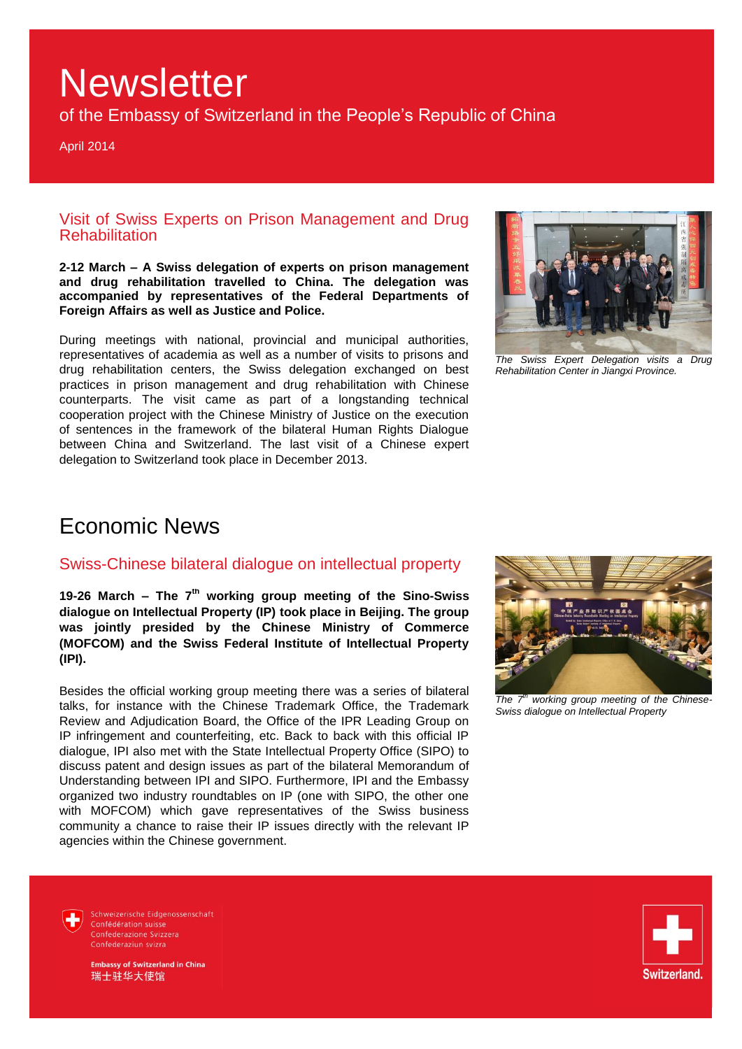# Newsletter

of the Embassy of Switzerland in the People's Republic of China

April 2014

## Visit of Swiss Experts on Prison Management and Drug Rehabilitation

**2-12 March – A Swiss delegation of experts on prison management and drug rehabilitation travelled to China. The delegation was accompanied by representatives of the Federal Departments of Foreign Affairs as well as Justice and Police.**

During meetings with national, provincial and municipal authorities, representatives of academia as well as a number of visits to prisons and drug rehabilitation centers, the Swiss delegation exchanged on best practices in prison management and drug rehabilitation with Chinese counterparts. The visit came as part of a longstanding technical cooperation project with the Chinese Ministry of Justice on the execution of sentences in the framework of the bilateral Human Rights Dialogue between China and Switzerland. The last visit of a Chinese expert delegation to Switzerland took place in December 2013.

*The Swiss Expert Delegation visits a Drug Rehabilitation Center in Jiangxi Province.*

# Economic News

## Swiss-Chinese bilateral dialogue on intellectual property

**19-26 March – The 7th working group meeting of the Sino-Swiss dialogue on Intellectual Property (IP) took place in Beijing. The group was jointly presided by the Chinese Ministry of Commerce (MOFCOM) and the Swiss Federal Institute of Intellectual Property (IPI).**

Besides the official working group meeting there was a series of bilateral talks, for instance with the Chinese Trademark Office, the Trademark Review and Adjudication Board, the Office of the IPR Leading Group on IP infringement and counterfeiting, etc. Back to back with this official IP dialogue, IPI also met with the State Intellectual Property Office (SIPO) to discuss patent and design issues as part of the bilateral Memorandum of Understanding between IPI and SIPO. Furthermore, IPI and the Embassy organized two industry roundtables on IP (one with SIPO, the other one with MOFCOM) which gave representatives of the Swiss business community a chance to raise their IP issues directly with the relevant IP agencies within the Chinese government.

*The 7th working group meeting of the Chinese-Swiss dialogue on Intellectual Property*

Schweizerische Eidgenossenschaft
Confédération suisse
Confederazione Svizzera
Confederaziun svizra

**Embassy of Switzerland in China**
瑞士驻华大使馆

Switzerland.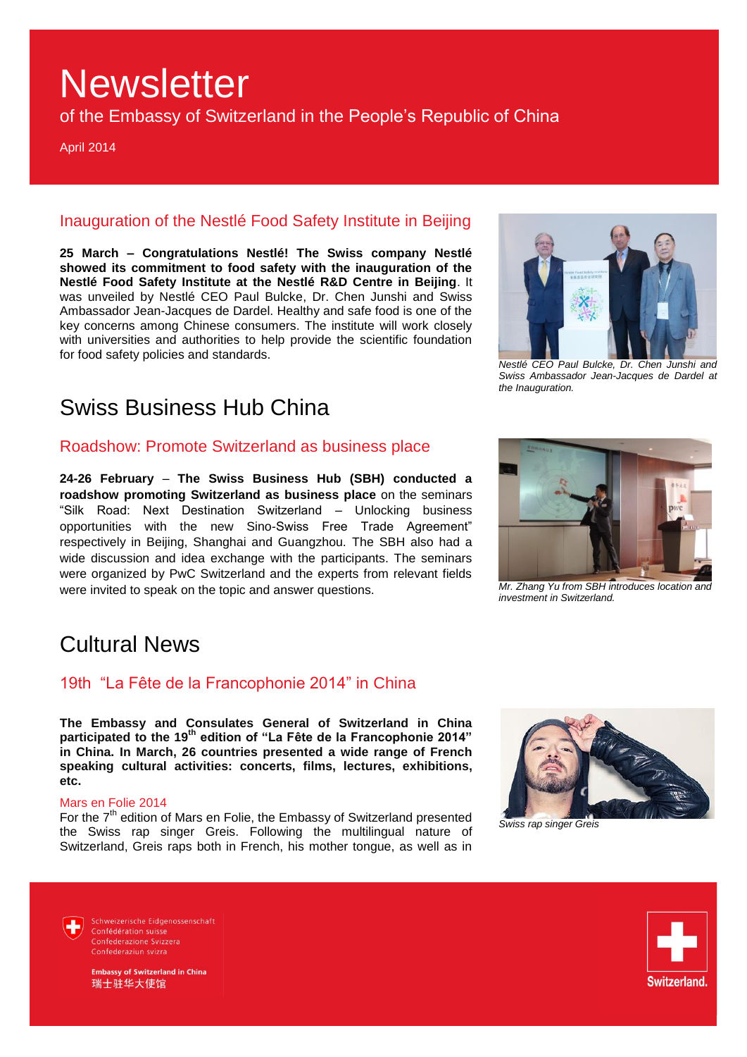# Newsletter

of the Embassy of Switzerland in the People's Republic of China

April 2014

### Inauguration of the Nestlé Food Safety Institute in Beijing

**25 March – Congratulations Nestlé! The Swiss company Nestlé showed its commitment to food safety with the inauguration of the Nestlé Food Safety Institute at the Nestlé R&D Centre in Beijing**. It was unveiled by Nestlé CEO Paul Bulcke, Dr. Chen Junshi and Swiss Ambassador Jean-Jacques de Dardel. Healthy and safe food is one of the key concerns among Chinese consumers. The institute will work closely with universities and authorities to help provide the scientific foundation for food safety policies and standards.

*Nestlé CEO Paul Bulcke, Dr. Chen Junshi and Swiss Ambassador Jean-Jacques de Dardel at the Inauguration.*

## Swiss Business Hub China

### Roadshow: Promote Switzerland as business place

**24-26 February – The Swiss Business Hub (SBH) conducted a roadshow promoting Switzerland as business place** on the seminars "Silk Road: Next Destination Switzerland – Unlocking business opportunities with the new Sino-Swiss Free Trade Agreement" respectively in Beijing, Shanghai and Guangzhou. The SBH also had a wide discussion and idea exchange with the participants. The seminars were organized by PwC Switzerland and the experts from relevant fields were invited to speak on the topic and answer questions.

*Mr. Zhang Yu from SBH introduces location and investment in Switzerland.*

## Cultural News

### 19th "La Fête de la Francophonie 2014" in China

**The Embassy and Consulates General of Switzerland in China participated to the 19th edition of "La Fête de la Francophonie 2014" in China. In March, 26 countries presented a wide range of French speaking cultural activities: concerts, films, lectures, exhibitions, etc.**

#### Mars en Folie 2014

For the 7th edition of Mars en Folie, the Embassy of Switzerland presented the Swiss rap singer Greis. Following the multilingual nature of Switzerland, Greis raps both in French, his mother tongue, as well as in

*Swiss rap singer Greis*

Schweizerische Eidgenossenschaft
Confédération suisse
Confederazione Svizzera
Confederaziun svizra

**Embassy of Switzerland in China**
瑞士驻华大使馆

Switzerland.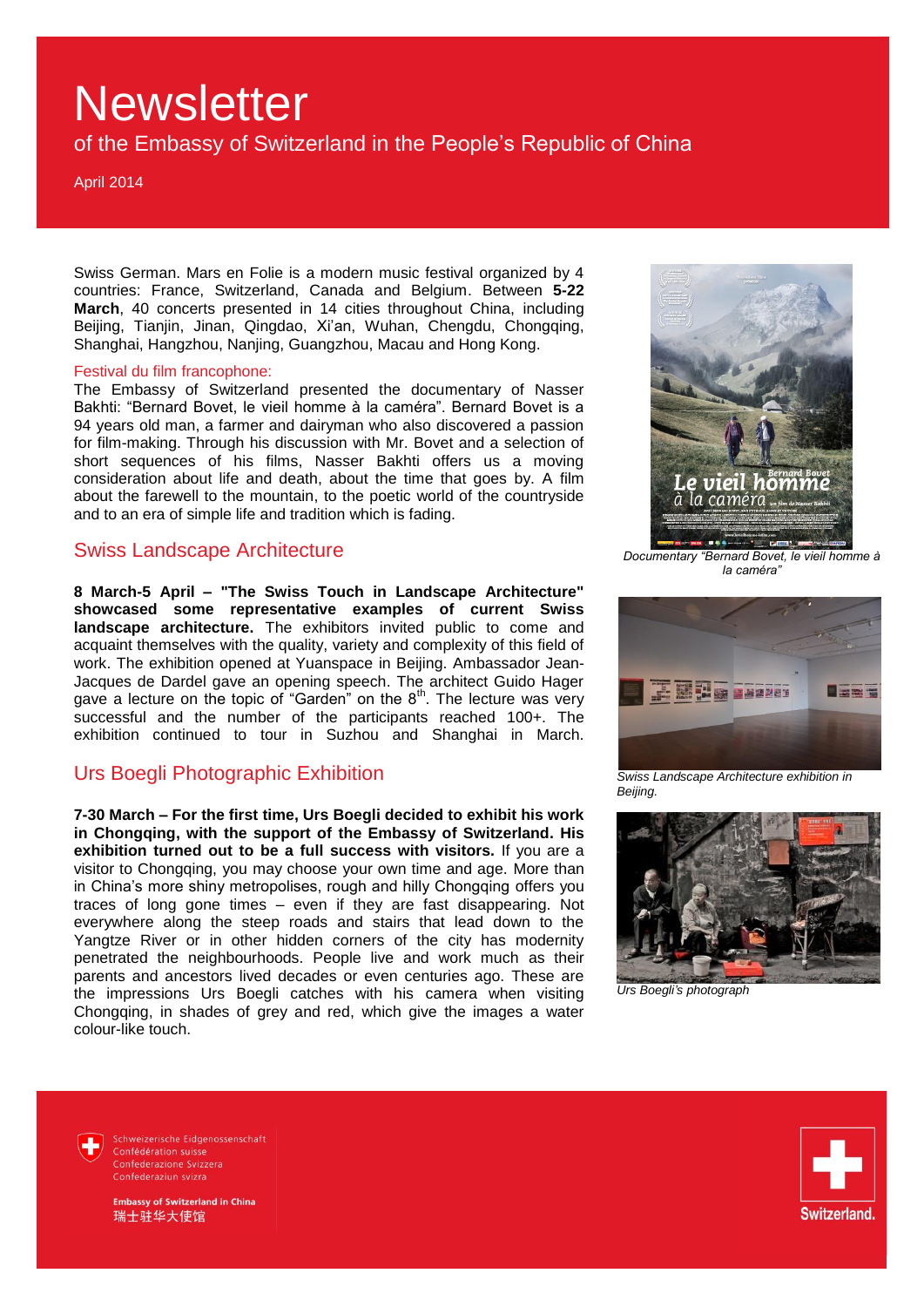# Newsletter

of the Embassy of Switzerland in the People's Republic of China

April 2014

Swiss German. Mars en Folie is a modern music festival organized by 4 countries: France, Switzerland, Canada and Belgium. Between **5-22 March**, 40 concerts presented in 14 cities throughout China, including Beijing, Tianjin, Jinan, Qingdao, Xi'an, Wuhan, Chengdu, Chongqing, Shanghai, Hangzhou, Nanjing, Guangzhou, Macau and Hong Kong.

Festival du film francophone:

The Embassy of Switzerland presented the documentary of Nasser Bakhti: "Bernard Bovet, le vieil homme à la caméra". Bernard Bovet is a 94 years old man, a farmer and dairyman who also discovered a passion for film-making. Through his discussion with Mr. Bovet and a selection of short sequences of his films, Nasser Bakhti offers us a moving consideration about life and death, about the time that goes by. A film about the farewell to the mountain, to the poetic world of the countryside and to an era of simple life and tradition which is fading.

*Documentary "Bernard Bovet, le vieil homme à la caméra"*

## Swiss Landscape Architecture

**8 March-5 April – "The Swiss Touch in Landscape Architecture" showcased some representative examples of current Swiss landscape architecture.** The exhibitors invited public to come and acquaint themselves with the quality, variety and complexity of this field of work. The exhibition opened at Yuanspace in Beijing. Ambassador Jean-Jacques de Dardel gave an opening speech. The architect Guido Hager gave a lecture on the topic of "Garden" on the 8th. The lecture was very successful and the number of the participants reached 100+. The exhibition continued to tour in Suzhou and Shanghai in March.

*Swiss Landscape Architecture exhibition in Beijing.*

## Urs Boegli Photographic Exhibition

**7-30 March – For the first time, Urs Boegli decided to exhibit his work in Chongqing, with the support of the Embassy of Switzerland. His exhibition turned out to be a full success with visitors.** If you are a visitor to Chongqing, you may choose your own time and age. More than in China's more shiny metropolises, rough and hilly Chongqing offers you traces of long gone times – even if they are fast disappearing. Not everywhere along the steep roads and stairs that lead down to the Yangtze River or in other hidden corners of the city has modernity penetrated the neighbourhoods. People live and work much as their parents and ancestors lived decades or even centuries ago. These are the impressions Urs Boegli catches with his camera when visiting Chongqing, in shades of grey and red, which give the images a water colour-like touch.

*Urs Boegli's photograph*

Schweizerische Eidgenossenschaft
Confédération suisse
Confederazione Svizzera
Confederaziun svizra

**Embassy of Switzerland in China**
瑞士驻华大使馆

Switzerland.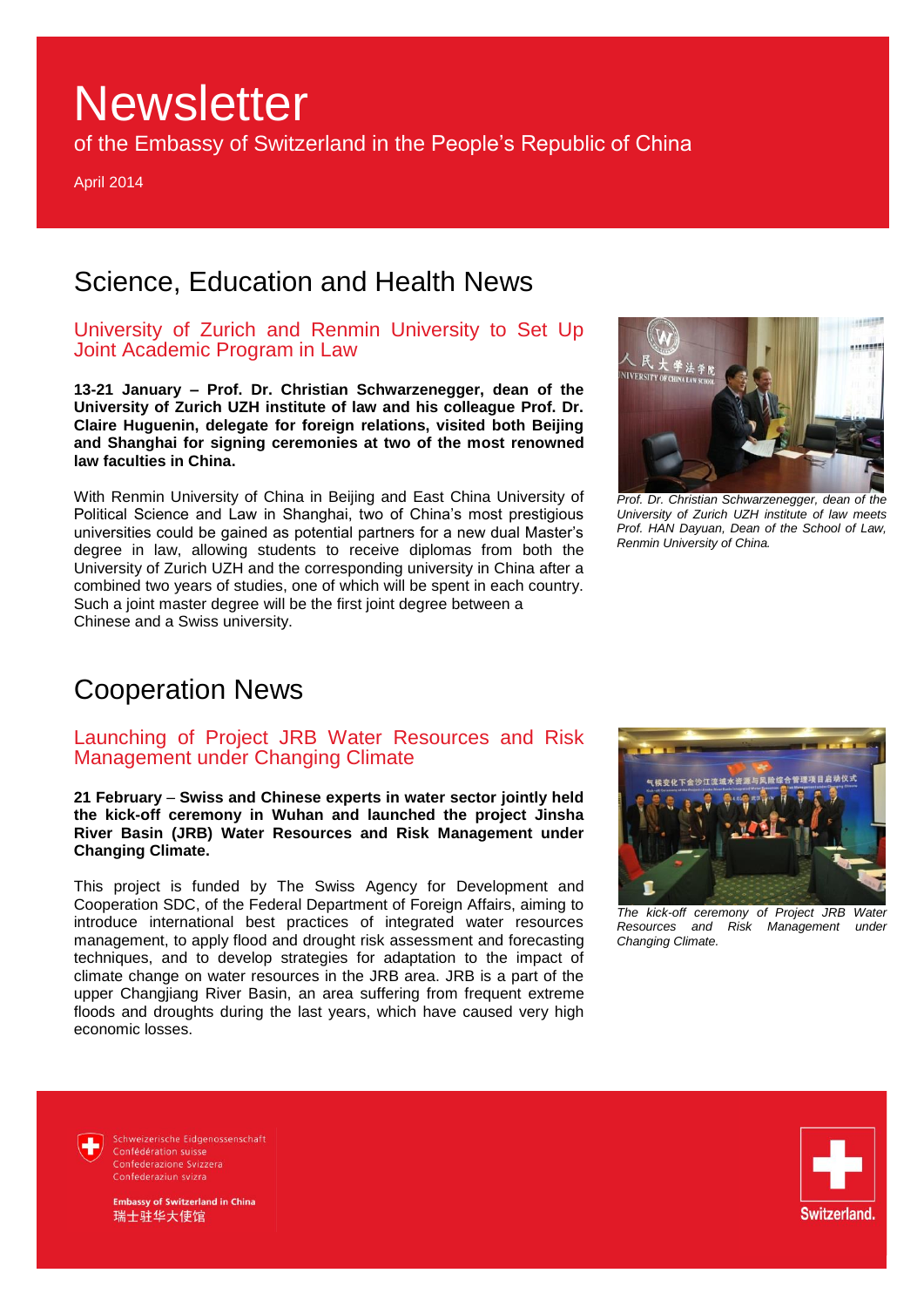# Newsletter

of the Embassy of Switzerland in the People's Republic of China

April 2014

## Science, Education and Health News

### University of Zurich and Renmin University to Set Up Joint Academic Program in Law

**13-21 January – Prof. Dr. Christian Schwarzenegger, dean of the University of Zurich UZH institute of law and his colleague Prof. Dr. Claire Huguenin, delegate for foreign relations, visited both Beijing and Shanghai for signing ceremonies at two of the most renowned law faculties in China.**

With Renmin University of China in Beijing and East China University of Political Science and Law in Shanghai, two of China's most prestigious universities could be gained as potential partners for a new dual Master's degree in law, allowing students to receive diplomas from both the University of Zurich UZH and the corresponding university in China after a combined two years of studies, one of which will be spent in each country. Such a joint master degree will be the first joint degree between a Chinese and a Swiss university.

*Prof. Dr. Christian Schwarzenegger, dean of the University of Zurich UZH institute of law meets Prof. HAN Dayuan, Dean of the School of Law, Renmin University of China.*

## Cooperation News

### Launching of Project JRB Water Resources and Risk Management under Changing Climate

**21 February – Swiss and Chinese experts in water sector jointly held the kick-off ceremony in Wuhan and launched the project Jinsha River Basin (JRB) Water Resources and Risk Management under Changing Climate.**

This project is funded by The Swiss Agency for Development and Cooperation SDC, of the Federal Department of Foreign Affairs, aiming to introduce international best practices of integrated water resources management, to apply flood and drought risk assessment and forecasting techniques, and to develop strategies for adaptation to the impact of climate change on water resources in the JRB area. JRB is a part of the upper Changjiang River Basin, an area suffering from frequent extreme floods and droughts during the last years, which have caused very high economic losses.

*The kick-off ceremony of Project JRB Water Resources and Risk Management under Changing Climate.*

Schweizerische Eidgenossenschaft
Confédération suisse
Confederazione Svizzera
Confederaziun svizra

**Embassy of Switzerland in China**
瑞士驻华大使馆

Switzerland.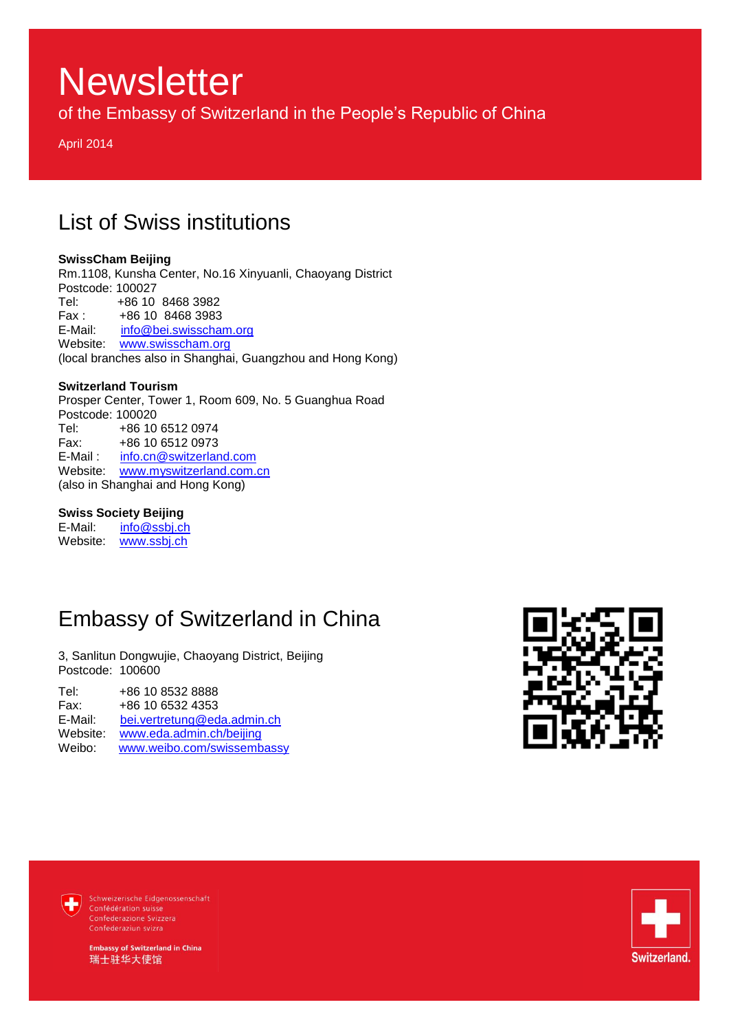# Newsletter

of the Embassy of Switzerland in the People's Republic of China

April 2014

## List of Swiss institutions

**SwissCham Beijing**
Rm.1108, Kunsha Center, No.16 Xinyuanli, Chaoyang District
Postcode: 100027
Tel: +86 10 8468 3982
Fax : +86 10 8468 3983
E-Mail: info@bei.swisscham.org
Website: www.swisscham.org
(local branches also in Shanghai, Guangzhou and Hong Kong)

**Switzerland Tourism**
Prosper Center, Tower 1, Room 609, No. 5 Guanghua Road
Postcode: 100020
Tel: +86 10 6512 0974
Fax: +86 10 6512 0973
E-Mail : info.cn@switzerland.com
Website: www.myswitzerland.com.cn
(also in Shanghai and Hong Kong)

**Swiss Society Beijing**
E-Mail: info@ssbj.ch
Website: www.ssbj.ch

## Embassy of Switzerland in China

3, Sanlitun Dongwujie, Chaoyang District, Beijing
Postcode: 100600

Tel: +86 10 8532 8888
Fax: +86 10 6532 4353
E-Mail: bei.vertretung@eda.admin.ch
Website: www.eda.admin.ch/beijing
Weibo: www.weibo.com/swissembassy

Schweizerische Eidgenossenschaft
Confédération suisse
Confederazione Svizzera
Confederaziun svizra

Embassy of Switzerland in China
瑞士驻华大使馆

Switzerland.